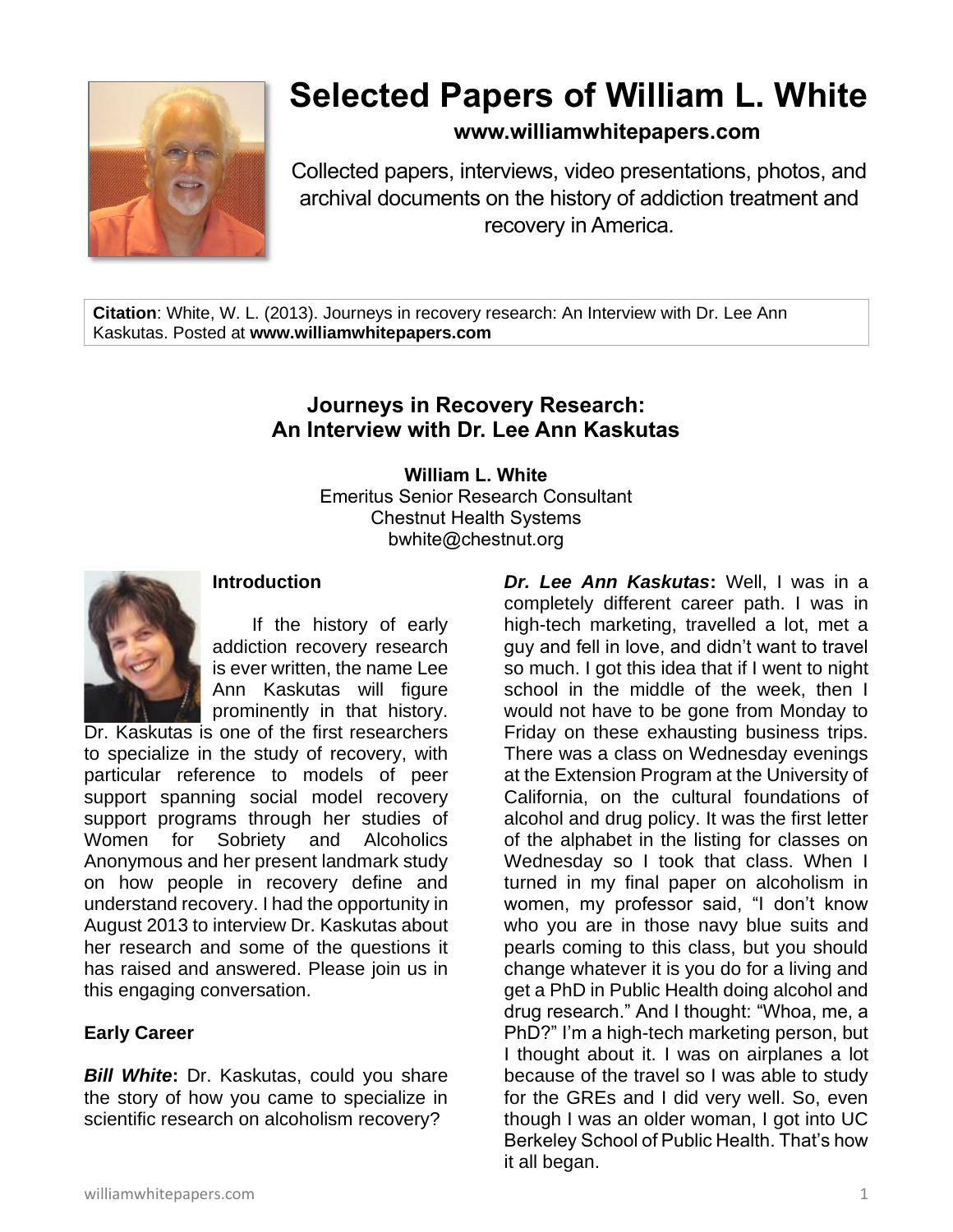# Selected Papers of William L. White

**www.williamwhitepapers.com**

Collected papers, interviews, video presentations, photos, and archival documents on the history of addiction treatment and recovery in America.

**Citation**: White, W. L. (2013). Journeys in recovery research: An Interview with Dr. Lee Ann Kaskutas. Posted at **www.williamwhitepapers.com**

## Journeys in Recovery Research: An Interview with Dr. Lee Ann Kaskutas

**William L. White**
Emeritus Senior Research Consultant
Chestnut Health Systems
bwhite@chestnut.org

### Introduction

If the history of early addiction recovery research is ever written, the name Lee Ann Kaskutas will figure prominently in that history. Dr. Kaskutas is one of the first researchers to specialize in the study of recovery, with particular reference to models of peer support spanning social model recovery support programs through her studies of Women for Sobriety and Alcoholics Anonymous and her present landmark study on how people in recovery define and understand recovery. I had the opportunity in August 2013 to interview Dr. Kaskutas about her research and some of the questions it has raised and answered. Please join us in this engaging conversation.

### Early Career

***Bill White*****:** Dr. Kaskutas, could you share the story of how you came to specialize in scientific research on alcoholism recovery?

***Dr. Lee Ann Kaskutas*****:** Well, I was in a completely different career path. I was in high-tech marketing, travelled a lot, met a guy and fell in love, and didn't want to travel so much. I got this idea that if I went to night school in the middle of the week, then I would not have to be gone from Monday to Friday on these exhausting business trips. There was a class on Wednesday evenings at the Extension Program at the University of California, on the cultural foundations of alcohol and drug policy. It was the first letter of the alphabet in the listing for classes on Wednesday so I took that class. When I turned in my final paper on alcoholism in women, my professor said, "I don't know who you are in those navy blue suits and pearls coming to this class, but you should change whatever it is you do for a living and get a PhD in Public Health doing alcohol and drug research." And I thought: "Whoa, me, a PhD?" I'm a high-tech marketing person, but I thought about it. I was on airplanes a lot because of the travel so I was able to study for the GREs and I did very well. So, even though I was an older woman, I got into UC Berkeley School of Public Health. That's how it all began.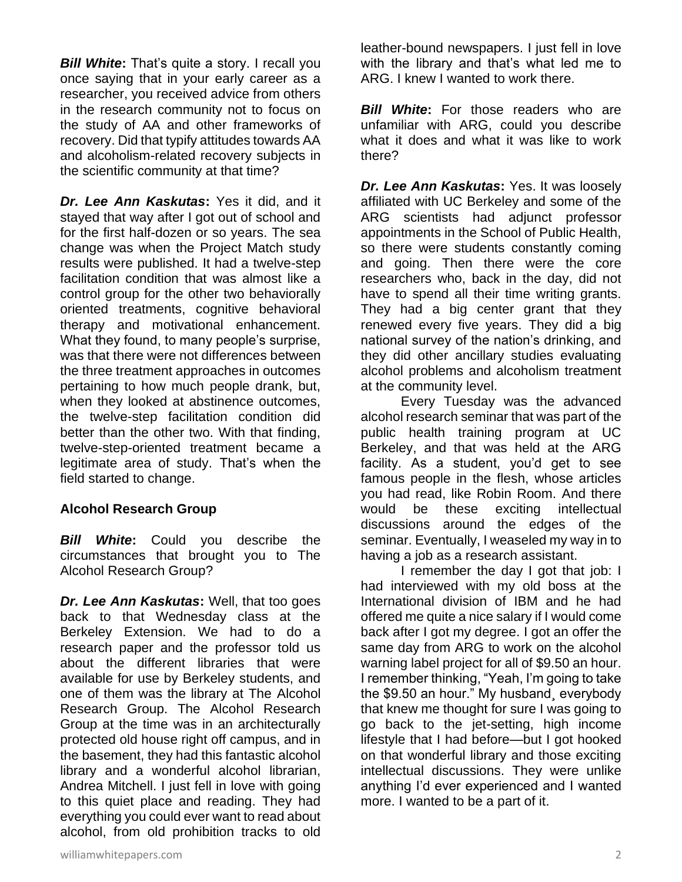***Bill White*:** That's quite a story. I recall you once saying that in your early career as a researcher, you received advice from others in the research community not to focus on the study of AA and other frameworks of recovery. Did that typify attitudes towards AA and alcoholism-related recovery subjects in the scientific community at that time?

***Dr. Lee Ann Kaskutas*:** Yes it did, and it stayed that way after I got out of school and for the first half-dozen or so years. The sea change was when the Project Match study results were published. It had a twelve-step facilitation condition that was almost like a control group for the other two behaviorally oriented treatments, cognitive behavioral therapy and motivational enhancement. What they found, to many people's surprise, was that there were not differences between the three treatment approaches in outcomes pertaining to how much people drank, but, when they looked at abstinence outcomes, the twelve-step facilitation condition did better than the other two. With that finding, twelve-step-oriented treatment became a legitimate area of study. That's when the field started to change.

## Alcohol Research Group

***Bill White*:** Could you describe the circumstances that brought you to The Alcohol Research Group?

***Dr. Lee Ann Kaskutas*:** Well, that too goes back to that Wednesday class at the Berkeley Extension. We had to do a research paper and the professor told us about the different libraries that were available for use by Berkeley students, and one of them was the library at The Alcohol Research Group. The Alcohol Research Group at the time was in an architecturally protected old house right off campus, and in the basement, they had this fantastic alcohol library and a wonderful alcohol librarian, Andrea Mitchell. I just fell in love with going to this quiet place and reading. They had everything you could ever want to read about alcohol, from old prohibition tracks to old leather-bound newspapers. I just fell in love with the library and that's what led me to ARG. I knew I wanted to work there.

***Bill White*:** For those readers who are unfamiliar with ARG, could you describe what it does and what it was like to work there?

***Dr. Lee Ann Kaskutas*:** Yes. It was loosely affiliated with UC Berkeley and some of the ARG scientists had adjunct professor appointments in the School of Public Health, so there were students constantly coming and going. Then there were the core researchers who, back in the day, did not have to spend all their time writing grants. They had a big center grant that they renewed every five years. They did a big national survey of the nation's drinking, and they did other ancillary studies evaluating alcohol problems and alcoholism treatment at the community level.

Every Tuesday was the advanced alcohol research seminar that was part of the public health training program at UC Berkeley, and that was held at the ARG facility. As a student, you'd get to see famous people in the flesh, whose articles you had read, like Robin Room. And there would be these exciting intellectual discussions around the edges of the seminar. Eventually, I weaseled my way in to having a job as a research assistant.

I remember the day I got that job: I had interviewed with my old boss at the International division of IBM and he had offered me quite a nice salary if I would come back after I got my degree. I got an offer the same day from ARG to work on the alcohol warning label project for all of $9.50 an hour. I remember thinking, "Yeah, I'm going to take the $9.50 an hour." My husband¸ everybody that knew me thought for sure I was going to go back to the jet-setting, high income lifestyle that I had before—but I got hooked on that wonderful library and those exciting intellectual discussions. They were unlike anything I'd ever experienced and I wanted more. I wanted to be a part of it.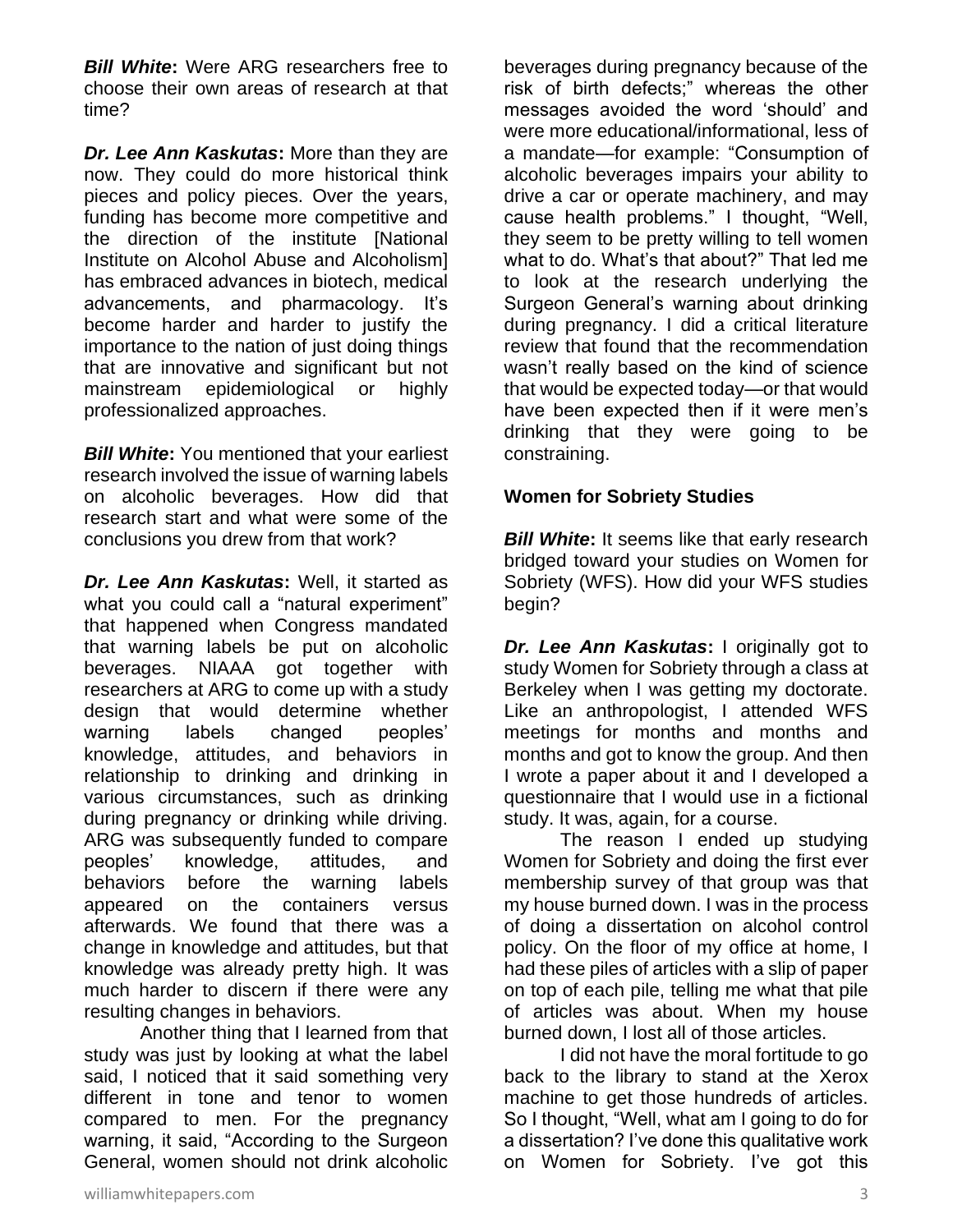***Bill White*:** Were ARG researchers free to choose their own areas of research at that time?

***Dr. Lee Ann Kaskutas*:** More than they are now. They could do more historical think pieces and policy pieces. Over the years, funding has become more competitive and the direction of the institute [National Institute on Alcohol Abuse and Alcoholism] has embraced advances in biotech, medical advancements, and pharmacology. It's become harder and harder to justify the importance to the nation of just doing things that are innovative and significant but not mainstream epidemiological or highly professionalized approaches.

***Bill White*:** You mentioned that your earliest research involved the issue of warning labels on alcoholic beverages. How did that research start and what were some of the conclusions you drew from that work?

***Dr. Lee Ann Kaskutas*:** Well, it started as what you could call a "natural experiment" that happened when Congress mandated that warning labels be put on alcoholic beverages. NIAAA got together with researchers at ARG to come up with a study design that would determine whether warning labels changed peoples' knowledge, attitudes, and behaviors in relationship to drinking and drinking in various circumstances, such as drinking during pregnancy or drinking while driving. ARG was subsequently funded to compare peoples' knowledge, attitudes, and behaviors before the warning labels appeared on the containers versus afterwards. We found that there was a change in knowledge and attitudes, but that knowledge was already pretty high. It was much harder to discern if there were any resulting changes in behaviors.

Another thing that I learned from that study was just by looking at what the label said, I noticed that it said something very different in tone and tenor to women compared to men. For the pregnancy warning, it said, "According to the Surgeon General, women should not drink alcoholic beverages during pregnancy because of the risk of birth defects;" whereas the other messages avoided the word 'should' and were more educational/informational, less of a mandate—for example: "Consumption of alcoholic beverages impairs your ability to drive a car or operate machinery, and may cause health problems." I thought, "Well, they seem to be pretty willing to tell women what to do. What's that about?" That led me to look at the research underlying the Surgeon General's warning about drinking during pregnancy. I did a critical literature review that found that the recommendation wasn't really based on the kind of science that would be expected today—or that would have been expected then if it were men's drinking that they were going to be constraining.

**Women for Sobriety Studies**

***Bill White*:** It seems like that early research bridged toward your studies on Women for Sobriety (WFS). How did your WFS studies begin?

***Dr. Lee Ann Kaskutas*:** I originally got to study Women for Sobriety through a class at Berkeley when I was getting my doctorate. Like an anthropologist, I attended WFS meetings for months and months and months and got to know the group. And then I wrote a paper about it and I developed a questionnaire that I would use in a fictional study. It was, again, for a course.

The reason I ended up studying Women for Sobriety and doing the first ever membership survey of that group was that my house burned down. I was in the process of doing a dissertation on alcohol control policy. On the floor of my office at home, I had these piles of articles with a slip of paper on top of each pile, telling me what that pile of articles was about. When my house burned down, I lost all of those articles.

I did not have the moral fortitude to go back to the library to stand at the Xerox machine to get those hundreds of articles. So I thought, "Well, what am I going to do for a dissertation? I've done this qualitative work on Women for Sobriety. I've got this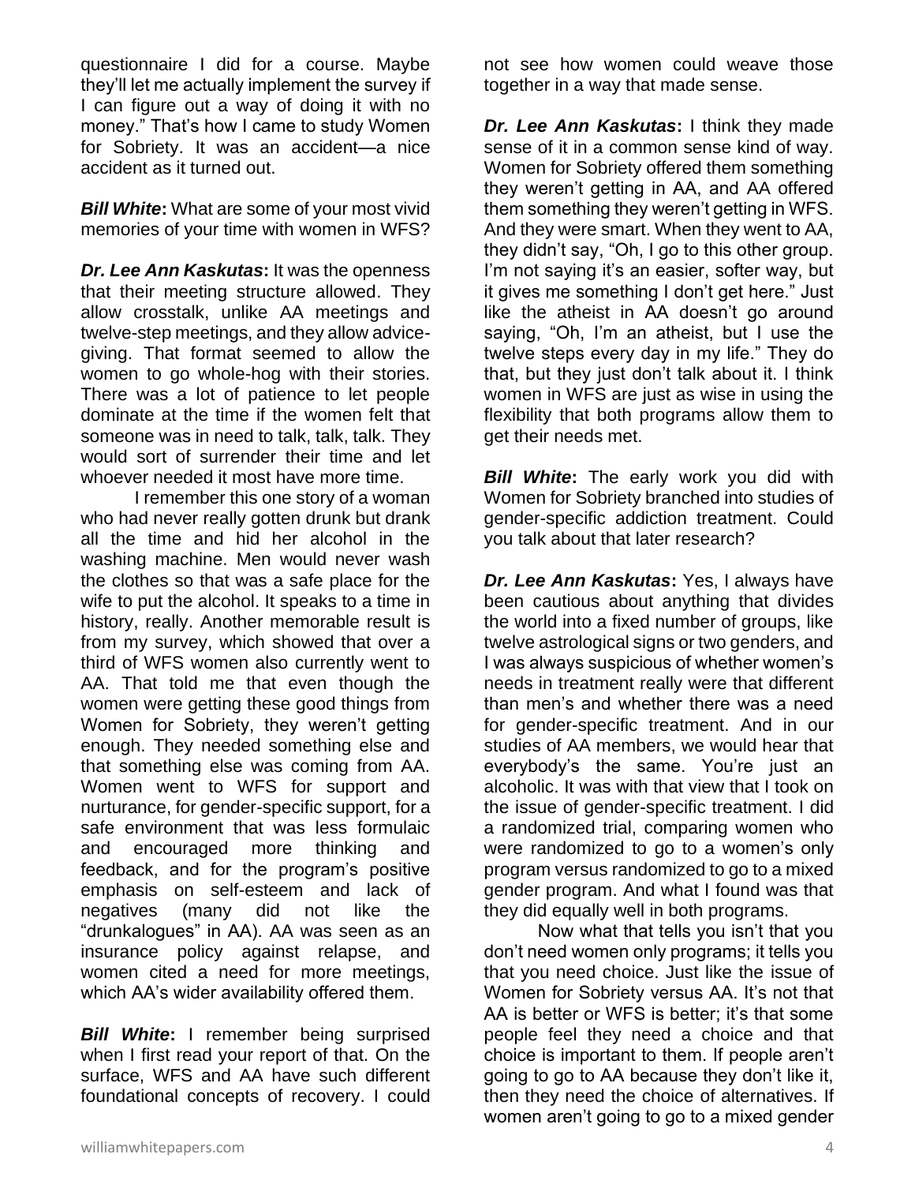questionnaire I did for a course. Maybe they'll let me actually implement the survey if I can figure out a way of doing it with no money." That's how I came to study Women for Sobriety. It was an accident—a nice accident as it turned out.

***Bill White*:** What are some of your most vivid memories of your time with women in WFS?

***Dr. Lee Ann Kaskutas*:** It was the openness that their meeting structure allowed. They allow crosstalk, unlike AA meetings and twelve-step meetings, and they allow advice-giving. That format seemed to allow the women to go whole-hog with their stories. There was a lot of patience to let people dominate at the time if the women felt that someone was in need to talk, talk, talk. They would sort of surrender their time and let whoever needed it most have more time.

I remember this one story of a woman who had never really gotten drunk but drank all the time and hid her alcohol in the washing machine. Men would never wash the clothes so that was a safe place for the wife to put the alcohol. It speaks to a time in history, really. Another memorable result is from my survey, which showed that over a third of WFS women also currently went to AA. That told me that even though the women were getting these good things from Women for Sobriety, they weren't getting enough. They needed something else and that something else was coming from AA. Women went to WFS for support and nurturance, for gender-specific support, for a safe environment that was less formulaic and encouraged more thinking and feedback, and for the program's positive emphasis on self-esteem and lack of negatives (many did not like the "drunkalogues" in AA). AA was seen as an insurance policy against relapse, and women cited a need for more meetings, which AA's wider availability offered them.

***Bill White*:** I remember being surprised when I first read your report of that. On the surface, WFS and AA have such different foundational concepts of recovery. I could not see how women could weave those together in a way that made sense.

***Dr. Lee Ann Kaskutas*:** I think they made sense of it in a common sense kind of way. Women for Sobriety offered them something they weren't getting in AA, and AA offered them something they weren't getting in WFS. And they were smart. When they went to AA, they didn't say, "Oh, I go to this other group. I'm not saying it's an easier, softer way, but it gives me something I don't get here." Just like the atheist in AA doesn't go around saying, "Oh, I'm an atheist, but I use the twelve steps every day in my life." They do that, but they just don't talk about it. I think women in WFS are just as wise in using the flexibility that both programs allow them to get their needs met.

***Bill White*:** The early work you did with Women for Sobriety branched into studies of gender-specific addiction treatment. Could you talk about that later research?

***Dr. Lee Ann Kaskutas*:** Yes, I always have been cautious about anything that divides the world into a fixed number of groups, like twelve astrological signs or two genders, and I was always suspicious of whether women's needs in treatment really were that different than men's and whether there was a need for gender-specific treatment. And in our studies of AA members, we would hear that everybody's the same. You're just an alcoholic. It was with that view that I took on the issue of gender-specific treatment. I did a randomized trial, comparing women who were randomized to go to a women's only program versus randomized to go to a mixed gender program. And what I found was that they did equally well in both programs.

Now what that tells you isn't that you don't need women only programs; it tells you that you need choice. Just like the issue of Women for Sobriety versus AA. It's not that AA is better or WFS is better; it's that some people feel they need a choice and that choice is important to them. If people aren't going to go to AA because they don't like it, then they need the choice of alternatives. If women aren't going to go to a mixed gender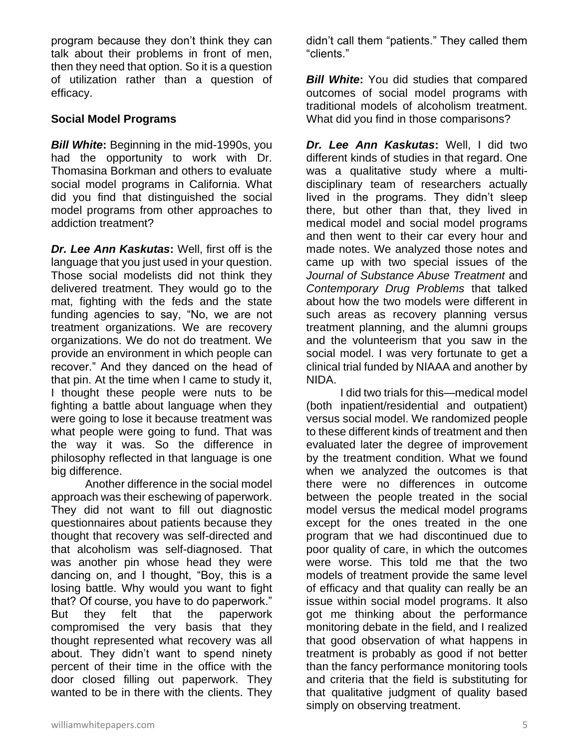program because they don't think they can talk about their problems in front of men, then they need that option. So it is a question of utilization rather than a question of efficacy.

### Social Model Programs

***Bill White*:** Beginning in the mid-1990s, you had the opportunity to work with Dr. Thomasina Borkman and others to evaluate social model programs in California. What did you find that distinguished the social model programs from other approaches to addiction treatment?

***Dr. Lee Ann Kaskutas*:** Well, first off is the language that you just used in your question. Those social modelists did not think they delivered treatment. They would go to the mat, fighting with the feds and the state funding agencies to say, "No, we are not treatment organizations. We are recovery organizations. We do not do treatment. We provide an environment in which people can recover." And they danced on the head of that pin. At the time when I came to study it, I thought these people were nuts to be fighting a battle about language when they were going to lose it because treatment was what people were going to fund. That was the way it was. So the difference in philosophy reflected in that language is one big difference.

Another difference in the social model approach was their eschewing of paperwork. They did not want to fill out diagnostic questionnaires about patients because they thought that recovery was self-directed and that alcoholism was self-diagnosed. That was another pin whose head they were dancing on, and I thought, "Boy, this is a losing battle. Why would you want to fight that? Of course, you have to do paperwork." But they felt that the paperwork compromised the very basis that they thought represented what recovery was all about. They didn't want to spend ninety percent of their time in the office with the door closed filling out paperwork. They wanted to be in there with the clients. They didn't call them "patients." They called them "clients."

***Bill White*:** You did studies that compared outcomes of social model programs with traditional models of alcoholism treatment. What did you find in those comparisons?

***Dr. Lee Ann Kaskutas*:** Well, I did two different kinds of studies in that regard. One was a qualitative study where a multi-disciplinary team of researchers actually lived in the programs. They didn't sleep there, but other than that, they lived in medical model and social model programs and then went to their car every hour and made notes. We analyzed those notes and came up with two special issues of the *Journal of Substance Abuse Treatment* and *Contemporary Drug Problems* that talked about how the two models were different in such areas as recovery planning versus treatment planning, and the alumni groups and the volunteerism that you saw in the social model. I was very fortunate to get a clinical trial funded by NIAAA and another by NIDA.

I did two trials for this—medical model (both inpatient/residential and outpatient) versus social model. We randomized people to these different kinds of treatment and then evaluated later the degree of improvement by the treatment condition. What we found when we analyzed the outcomes is that there were no differences in outcome between the people treated in the social model versus the medical model programs except for the ones treated in the one program that we had discontinued due to poor quality of care, in which the outcomes were worse. This told me that the two models of treatment provide the same level of efficacy and that quality can really be an issue within social model programs. It also got me thinking about the performance monitoring debate in the field, and I realized that good observation of what happens in treatment is probably as good if not better than the fancy performance monitoring tools and criteria that the field is substituting for that qualitative judgment of quality based simply on observing treatment.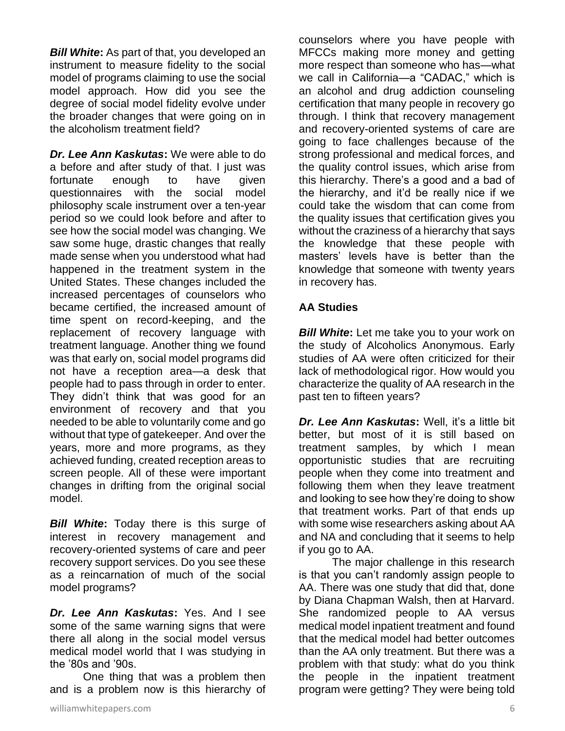***Bill White*:** As part of that, you developed an instrument to measure fidelity to the social model of programs claiming to use the social model approach. How did you see the degree of social model fidelity evolve under the broader changes that were going on in the alcoholism treatment field?

***Dr. Lee Ann Kaskutas*:** We were able to do a before and after study of that. I just was fortunate enough to have given questionnaires with the social model philosophy scale instrument over a ten-year period so we could look before and after to see how the social model was changing. We saw some huge, drastic changes that really made sense when you understood what had happened in the treatment system in the United States. These changes included the increased percentages of counselors who became certified, the increased amount of time spent on record-keeping, and the replacement of recovery language with treatment language. Another thing we found was that early on, social model programs did not have a reception area—a desk that people had to pass through in order to enter. They didn't think that was good for an environment of recovery and that you needed to be able to voluntarily come and go without that type of gatekeeper. And over the years, more and more programs, as they achieved funding, created reception areas to screen people. All of these were important changes in drifting from the original social model.

***Bill White*:** Today there is this surge of interest in recovery management and recovery-oriented systems of care and peer recovery support services. Do you see these as a reincarnation of much of the social model programs?

***Dr. Lee Ann Kaskutas*:** Yes. And I see some of the same warning signs that were there all along in the social model versus medical model world that I was studying in the '80s and '90s.

One thing that was a problem then and is a problem now is this hierarchy of counselors where you have people with MFCCs making more money and getting more respect than someone who has—what we call in California—a "CADAC," which is an alcohol and drug addiction counseling certification that many people in recovery go through. I think that recovery management and recovery-oriented systems of care are going to face challenges because of the strong professional and medical forces, and the quality control issues, which arise from this hierarchy. There's a good and a bad of the hierarchy, and it'd be really nice if we could take the wisdom that can come from the quality issues that certification gives you without the craziness of a hierarchy that says the knowledge that these people with masters' levels have is better than the knowledge that someone with twenty years in recovery has.

## AA Studies

***Bill White*:** Let me take you to your work on the study of Alcoholics Anonymous. Early studies of AA were often criticized for their lack of methodological rigor. How would you characterize the quality of AA research in the past ten to fifteen years?

***Dr. Lee Ann Kaskutas*:** Well, it's a little bit better, but most of it is still based on treatment samples, by which I mean opportunistic studies that are recruiting people when they come into treatment and following them when they leave treatment and looking to see how they're doing to show that treatment works. Part of that ends up with some wise researchers asking about AA and NA and concluding that it seems to help if you go to AA.

The major challenge in this research is that you can't randomly assign people to AA. There was one study that did that, done by Diana Chapman Walsh, then at Harvard. She randomized people to AA versus medical model inpatient treatment and found that the medical model had better outcomes than the AA only treatment. But there was a problem with that study: what do you think the people in the inpatient treatment program were getting? They were being told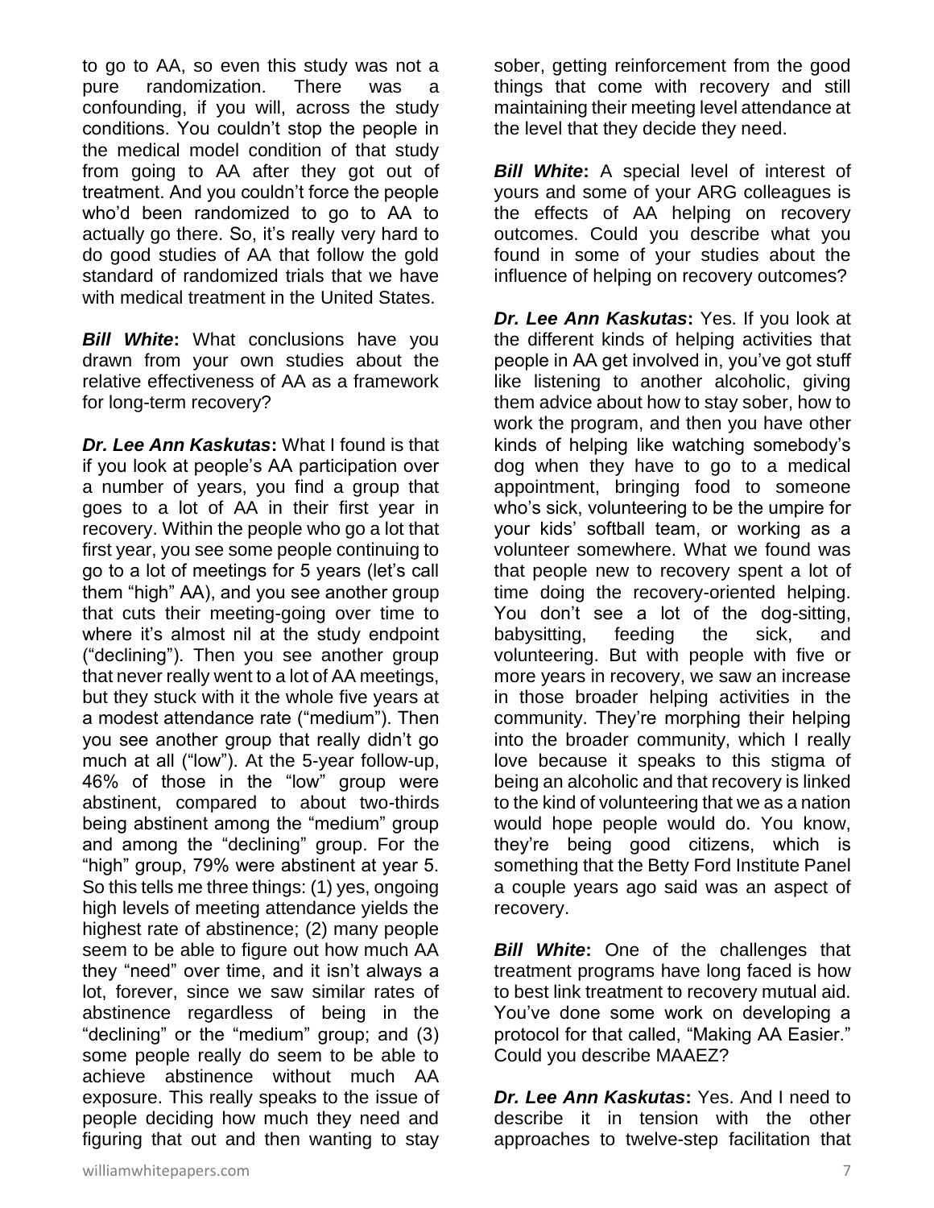to go to AA, so even this study was not a pure randomization. There was a confounding, if you will, across the study conditions. You couldn't stop the people in the medical model condition of that study from going to AA after they got out of treatment. And you couldn't force the people who'd been randomized to go to AA to actually go there. So, it's really very hard to do good studies of AA that follow the gold standard of randomized trials that we have with medical treatment in the United States.

***Bill White*:** What conclusions have you drawn from your own studies about the relative effectiveness of AA as a framework for long-term recovery?

***Dr. Lee Ann Kaskutas*:** What I found is that if you look at people's AA participation over a number of years, you find a group that goes to a lot of AA in their first year in recovery. Within the people who go a lot that first year, you see some people continuing to go to a lot of meetings for 5 years (let's call them "high" AA), and you see another group that cuts their meeting-going over time to where it's almost nil at the study endpoint ("declining"). Then you see another group that never really went to a lot of AA meetings, but they stuck with it the whole five years at a modest attendance rate ("medium"). Then you see another group that really didn't go much at all ("low"). At the 5-year follow-up, 46% of those in the "low" group were abstinent, compared to about two-thirds being abstinent among the "medium" group and among the "declining" group. For the "high" group, 79% were abstinent at year 5. So this tells me three things: (1) yes, ongoing high levels of meeting attendance yields the highest rate of abstinence; (2) many people seem to be able to figure out how much AA they "need" over time, and it isn't always a lot, forever, since we saw similar rates of abstinence regardless of being in the "declining" or the "medium" group; and (3) some people really do seem to be able to achieve abstinence without much AA exposure. This really speaks to the issue of people deciding how much they need and figuring that out and then wanting to stay sober, getting reinforcement from the good things that come with recovery and still maintaining their meeting level attendance at the level that they decide they need.

***Bill White*:** A special level of interest of yours and some of your ARG colleagues is the effects of AA helping on recovery outcomes. Could you describe what you found in some of your studies about the influence of helping on recovery outcomes?

***Dr. Lee Ann Kaskutas*:** Yes. If you look at the different kinds of helping activities that people in AA get involved in, you've got stuff like listening to another alcoholic, giving them advice about how to stay sober, how to work the program, and then you have other kinds of helping like watching somebody's dog when they have to go to a medical appointment, bringing food to someone who's sick, volunteering to be the umpire for your kids' softball team, or working as a volunteer somewhere. What we found was that people new to recovery spent a lot of time doing the recovery-oriented helping. You don't see a lot of the dog-sitting, babysitting, feeding the sick, and volunteering. But with people with five or more years in recovery, we saw an increase in those broader helping activities in the community. They're morphing their helping into the broader community, which I really love because it speaks to this stigma of being an alcoholic and that recovery is linked to the kind of volunteering that we as a nation would hope people would do. You know, they're being good citizens, which is something that the Betty Ford Institute Panel a couple years ago said was an aspect of recovery.

***Bill White*:** One of the challenges that treatment programs have long faced is how to best link treatment to recovery mutual aid. You've done some work on developing a protocol for that called, "Making AA Easier." Could you describe MAAEZ?

***Dr. Lee Ann Kaskutas*:** Yes. And I need to describe it in tension with the other approaches to twelve-step facilitation that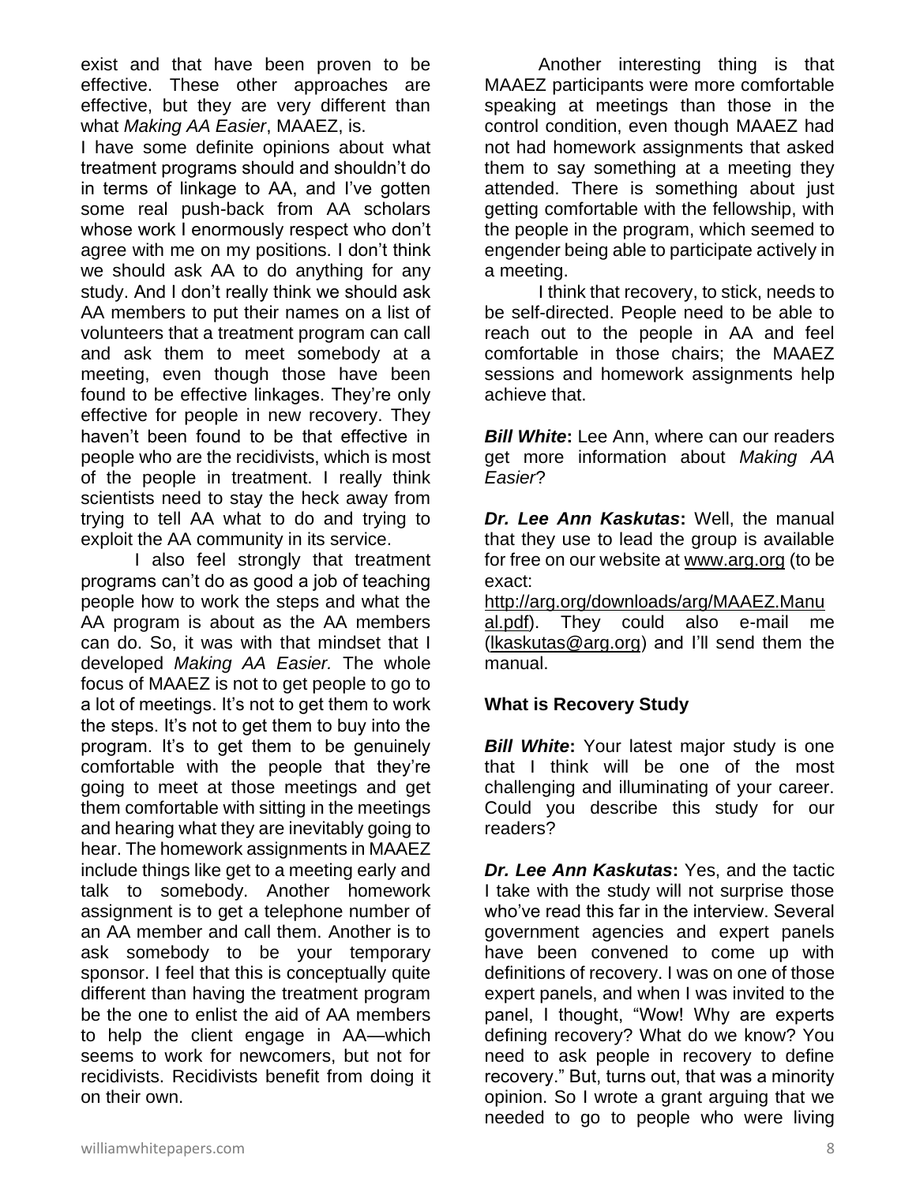exist and that have been proven to be effective. These other approaches are effective, but they are very different than what *Making AA Easier*, MAAEZ, is.

I have some definite opinions about what treatment programs should and shouldn't do in terms of linkage to AA, and I've gotten some real push-back from AA scholars whose work I enormously respect who don't agree with me on my positions. I don't think we should ask AA to do anything for any study. And I don't really think we should ask AA members to put their names on a list of volunteers that a treatment program can call and ask them to meet somebody at a meeting, even though those have been found to be effective linkages. They're only effective for people in new recovery. They haven't been found to be that effective in people who are the recidivists, which is most of the people in treatment. I really think scientists need to stay the heck away from trying to tell AA what to do and trying to exploit the AA community in its service.

I also feel strongly that treatment programs can't do as good a job of teaching people how to work the steps and what the AA program is about as the AA members can do. So, it was with that mindset that I developed *Making AA Easier.* The whole focus of MAAEZ is not to get people to go to a lot of meetings. It's not to get them to work the steps. It's not to get them to buy into the program. It's to get them to be genuinely comfortable with the people that they're going to meet at those meetings and get them comfortable with sitting in the meetings and hearing what they are inevitably going to hear. The homework assignments in MAAEZ include things like get to a meeting early and talk to somebody. Another homework assignment is to get a telephone number of an AA member and call them. Another is to ask somebody to be your temporary sponsor. I feel that this is conceptually quite different than having the treatment program be the one to enlist the aid of AA members to help the client engage in AA—which seems to work for newcomers, but not for recidivists. Recidivists benefit from doing it on their own.

Another interesting thing is that MAAEZ participants were more comfortable speaking at meetings than those in the control condition, even though MAAEZ had not had homework assignments that asked them to say something at a meeting they attended. There is something about just getting comfortable with the fellowship, with the people in the program, which seemed to engender being able to participate actively in a meeting.

I think that recovery, to stick, needs to be self-directed. People need to be able to reach out to the people in AA and feel comfortable in those chairs; the MAAEZ sessions and homework assignments help achieve that.

***Bill White*:** Lee Ann, where can our readers get more information about *Making AA Easier*?

***Dr. Lee Ann Kaskutas*:** Well, the manual that they use to lead the group is available for free on our website at www.arg.org (to be exact: http://arg.org/downloads/arg/MAAEZ.Manual.pdf). They could also e-mail me (lkaskutas@arg.org) and I'll send them the manual.

### What is Recovery Study

***Bill White*:** Your latest major study is one that I think will be one of the most challenging and illuminating of your career. Could you describe this study for our readers?

***Dr. Lee Ann Kaskutas*:** Yes, and the tactic I take with the study will not surprise those who've read this far in the interview. Several government agencies and expert panels have been convened to come up with definitions of recovery. I was on one of those expert panels, and when I was invited to the panel, I thought, "Wow! Why are experts defining recovery? What do we know? You need to ask people in recovery to define recovery." But, turns out, that was a minority opinion. So I wrote a grant arguing that we needed to go to people who were living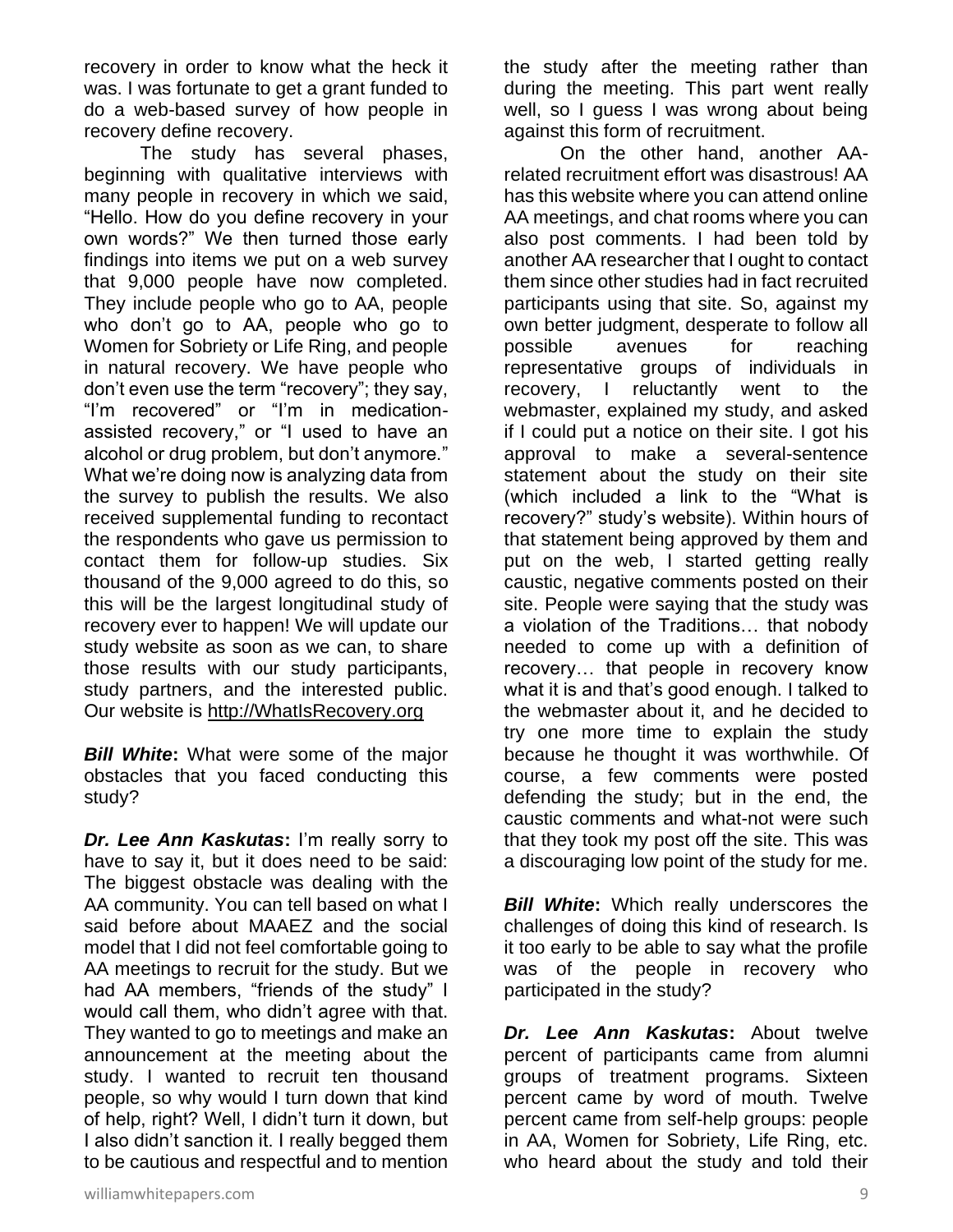recovery in order to know what the heck it was. I was fortunate to get a grant funded to do a web-based survey of how people in recovery define recovery.

The study has several phases, beginning with qualitative interviews with many people in recovery in which we said, "Hello. How do you define recovery in your own words?" We then turned those early findings into items we put on a web survey that 9,000 people have now completed. They include people who go to AA, people who don't go to AA, people who go to Women for Sobriety or Life Ring, and people in natural recovery. We have people who don't even use the term "recovery"; they say, "I'm recovered" or "I'm in medication-assisted recovery," or "I used to have an alcohol or drug problem, but don't anymore." What we're doing now is analyzing data from the survey to publish the results. We also received supplemental funding to recontact the respondents who gave us permission to contact them for follow-up studies. Six thousand of the 9,000 agreed to do this, so this will be the largest longitudinal study of recovery ever to happen! We will update our study website as soon as we can, to share those results with our study participants, study partners, and the interested public. Our website is http://WhatIsRecovery.org

***Bill White*:** What were some of the major obstacles that you faced conducting this study?

***Dr. Lee Ann Kaskutas*:** I'm really sorry to have to say it, but it does need to be said: The biggest obstacle was dealing with the AA community. You can tell based on what I said before about MAAEZ and the social model that I did not feel comfortable going to AA meetings to recruit for the study. But we had AA members, "friends of the study" I would call them, who didn't agree with that. They wanted to go to meetings and make an announcement at the meeting about the study. I wanted to recruit ten thousand people, so why would I turn down that kind of help, right? Well, I didn't turn it down, but I also didn't sanction it. I really begged them to be cautious and respectful and to mention the study after the meeting rather than during the meeting. This part went really well, so I guess I was wrong about being against this form of recruitment.

On the other hand, another AA-related recruitment effort was disastrous! AA has this website where you can attend online AA meetings, and chat rooms where you can also post comments. I had been told by another AA researcher that I ought to contact them since other studies had in fact recruited participants using that site. So, against my own better judgment, desperate to follow all possible avenues for reaching representative groups of individuals in recovery, I reluctantly went to the webmaster, explained my study, and asked if I could put a notice on their site. I got his approval to make a several-sentence statement about the study on their site (which included a link to the "What is recovery?" study's website). Within hours of that statement being approved by them and put on the web, I started getting really caustic, negative comments posted on their site. People were saying that the study was a violation of the Traditions… that nobody needed to come up with a definition of recovery… that people in recovery know what it is and that's good enough. I talked to the webmaster about it, and he decided to try one more time to explain the study because he thought it was worthwhile. Of course, a few comments were posted defending the study; but in the end, the caustic comments and what-not were such that they took my post off the site. This was a discouraging low point of the study for me.

***Bill White*:** Which really underscores the challenges of doing this kind of research. Is it too early to be able to say what the profile was of the people in recovery who participated in the study?

***Dr. Lee Ann Kaskutas*:** About twelve percent of participants came from alumni groups of treatment programs. Sixteen percent came by word of mouth. Twelve percent came from self-help groups: people in AA, Women for Sobriety, Life Ring, etc. who heard about the study and told their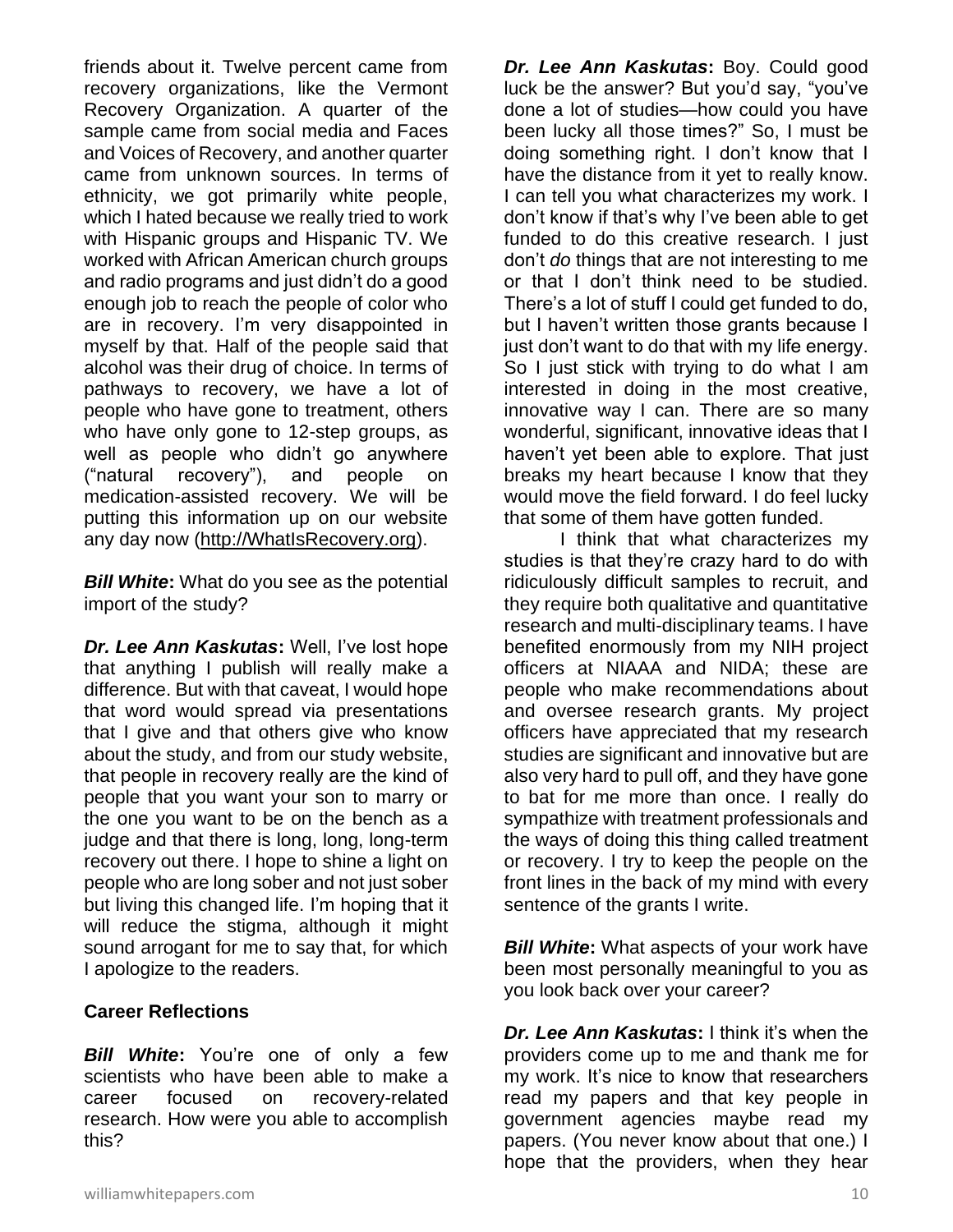friends about it. Twelve percent came from recovery organizations, like the Vermont Recovery Organization. A quarter of the sample came from social media and Faces and Voices of Recovery, and another quarter came from unknown sources. In terms of ethnicity, we got primarily white people, which I hated because we really tried to work with Hispanic groups and Hispanic TV. We worked with African American church groups and radio programs and just didn't do a good enough job to reach the people of color who are in recovery. I'm very disappointed in myself by that. Half of the people said that alcohol was their drug of choice. In terms of pathways to recovery, we have a lot of people who have gone to treatment, others who have only gone to 12-step groups, as well as people who didn't go anywhere ("natural recovery"), and people on medication-assisted recovery. We will be putting this information up on our website any day now (http://WhatIsRecovery.org).

***Bill White*:** What do you see as the potential import of the study?

***Dr. Lee Ann Kaskutas*:** Well, I've lost hope that anything I publish will really make a difference. But with that caveat, I would hope that word would spread via presentations that I give and that others give who know about the study, and from our study website, that people in recovery really are the kind of people that you want your son to marry or the one you want to be on the bench as a judge and that there is long, long, long-term recovery out there. I hope to shine a light on people who are long sober and not just sober but living this changed life. I'm hoping that it will reduce the stigma, although it might sound arrogant for me to say that, for which I apologize to the readers.

**Career Reflections**

***Bill White*:** You're one of only a few scientists who have been able to make a career focused on recovery-related research. How were you able to accomplish this?

***Dr. Lee Ann Kaskutas*:** Boy. Could good luck be the answer? But you'd say, "you've done a lot of studies—how could you have been lucky all those times?" So, I must be doing something right. I don't know that I have the distance from it yet to really know. I can tell you what characterizes my work. I don't know if that's why I've been able to get funded to do this creative research. I just don't *do* things that are not interesting to me or that I don't think need to be studied. There's a lot of stuff I could get funded to do, but I haven't written those grants because I just don't want to do that with my life energy. So I just stick with trying to do what I am interested in doing in the most creative, innovative way I can. There are so many wonderful, significant, innovative ideas that I haven't yet been able to explore. That just breaks my heart because I know that they would move the field forward. I do feel lucky that some of them have gotten funded.

I think that what characterizes my studies is that they're crazy hard to do with ridiculously difficult samples to recruit, and they require both qualitative and quantitative research and multi-disciplinary teams. I have benefited enormously from my NIH project officers at NIAAA and NIDA; these are people who make recommendations about and oversee research grants. My project officers have appreciated that my research studies are significant and innovative but are also very hard to pull off, and they have gone to bat for me more than once. I really do sympathize with treatment professionals and the ways of doing this thing called treatment or recovery. I try to keep the people on the front lines in the back of my mind with every sentence of the grants I write.

***Bill White*:** What aspects of your work have been most personally meaningful to you as you look back over your career?

***Dr. Lee Ann Kaskutas*:** I think it's when the providers come up to me and thank me for my work. It's nice to know that researchers read my papers and that key people in government agencies maybe read my papers. (You never know about that one.) I hope that the providers, when they hear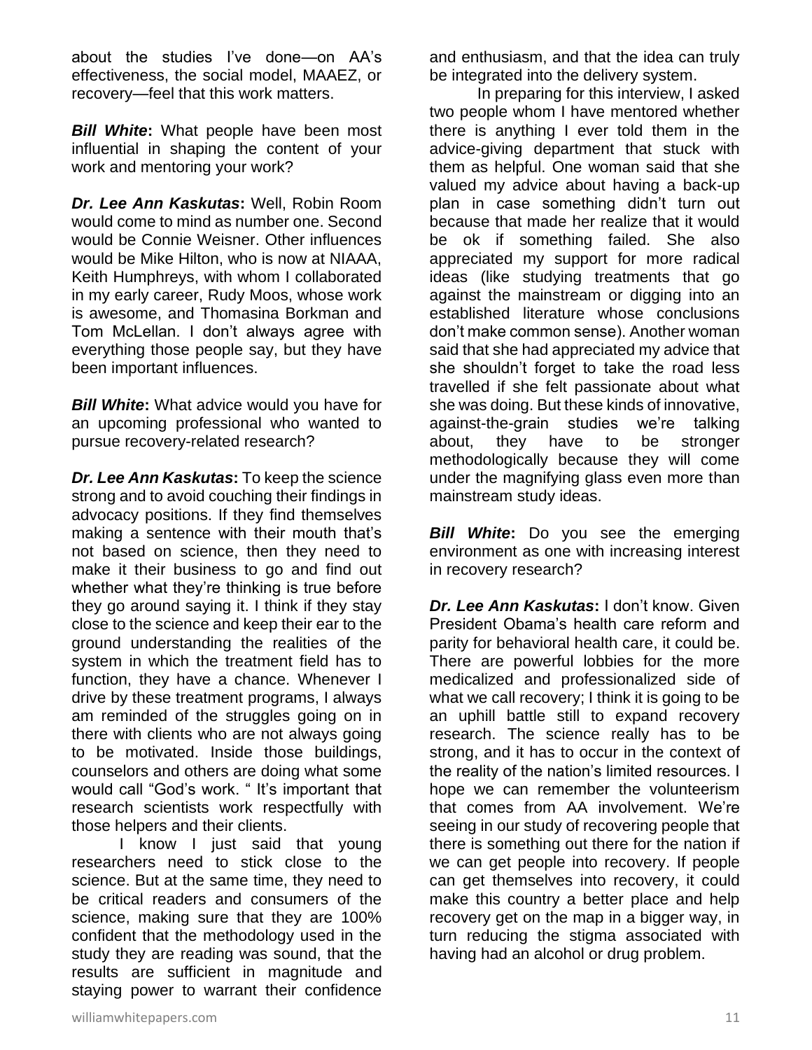about the studies I've done—on AA's effectiveness, the social model, MAAEZ, or recovery—feel that this work matters.

***Bill White*:** What people have been most influential in shaping the content of your work and mentoring your work?

***Dr. Lee Ann Kaskutas*:** Well, Robin Room would come to mind as number one. Second would be Connie Weisner. Other influences would be Mike Hilton, who is now at NIAAA, Keith Humphreys, with whom I collaborated in my early career, Rudy Moos, whose work is awesome, and Thomasina Borkman and Tom McLellan. I don't always agree with everything those people say, but they have been important influences.

***Bill White*:** What advice would you have for an upcoming professional who wanted to pursue recovery-related research?

***Dr. Lee Ann Kaskutas*:** To keep the science strong and to avoid couching their findings in advocacy positions. If they find themselves making a sentence with their mouth that's not based on science, then they need to make it their business to go and find out whether what they're thinking is true before they go around saying it. I think if they stay close to the science and keep their ear to the ground understanding the realities of the system in which the treatment field has to function, they have a chance. Whenever I drive by these treatment programs, I always am reminded of the struggles going on in there with clients who are not always going to be motivated. Inside those buildings, counselors and others are doing what some would call "God's work. " It's important that research scientists work respectfully with those helpers and their clients.

I know I just said that young researchers need to stick close to the science. But at the same time, they need to be critical readers and consumers of the science, making sure that they are 100% confident that the methodology used in the study they are reading was sound, that the results are sufficient in magnitude and staying power to warrant their confidence and enthusiasm, and that the idea can truly be integrated into the delivery system.

In preparing for this interview, I asked two people whom I have mentored whether there is anything I ever told them in the advice-giving department that stuck with them as helpful. One woman said that she valued my advice about having a back-up plan in case something didn't turn out because that made her realize that it would be ok if something failed. She also appreciated my support for more radical ideas (like studying treatments that go against the mainstream or digging into an established literature whose conclusions don't make common sense). Another woman said that she had appreciated my advice that she shouldn't forget to take the road less travelled if she felt passionate about what she was doing. But these kinds of innovative, against-the-grain studies we're talking about, they have to be stronger methodologically because they will come under the magnifying glass even more than mainstream study ideas.

***Bill White*:** Do you see the emerging environment as one with increasing interest in recovery research?

***Dr. Lee Ann Kaskutas*:** I don't know. Given President Obama's health care reform and parity for behavioral health care, it could be. There are powerful lobbies for the more medicalized and professionalized side of what we call recovery; I think it is going to be an uphill battle still to expand recovery research. The science really has to be strong, and it has to occur in the context of the reality of the nation's limited resources. I hope we can remember the volunteerism that comes from AA involvement. We're seeing in our study of recovering people that there is something out there for the nation if we can get people into recovery. If people can get themselves into recovery, it could make this country a better place and help recovery get on the map in a bigger way, in turn reducing the stigma associated with having had an alcohol or drug problem.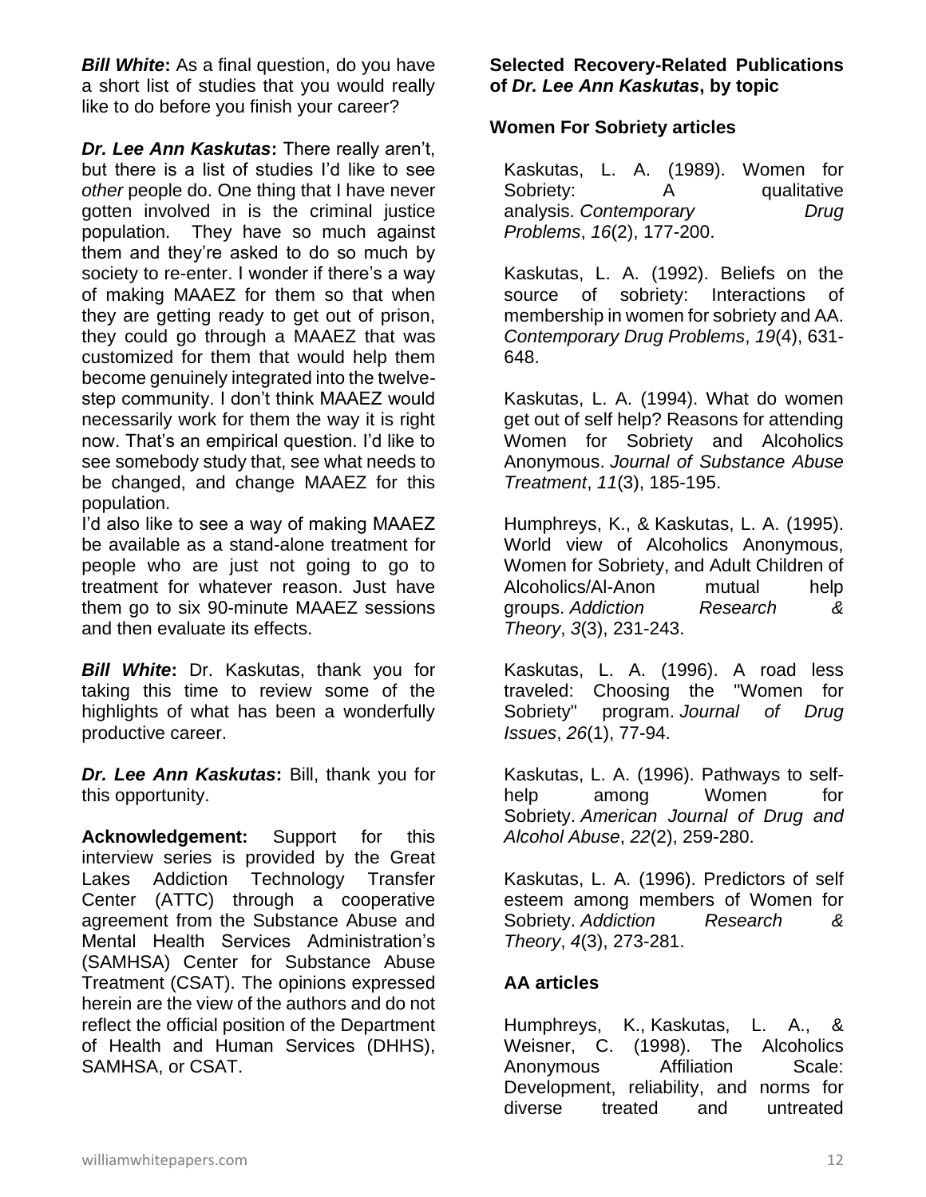***Bill White*:** As a final question, do you have a short list of studies that you would really like to do before you finish your career?

***Dr. Lee Ann Kaskutas*:** There really aren't, but there is a list of studies I'd like to see *other* people do. One thing that I have never gotten involved in is the criminal justice population. They have so much against them and they're asked to do so much by society to re-enter. I wonder if there's a way of making MAAEZ for them so that when they are getting ready to get out of prison, they could go through a MAAEZ that was customized for them that would help them become genuinely integrated into the twelve-step community. I don't think MAAEZ would necessarily work for them the way it is right now. That's an empirical question. I'd like to see somebody study that, see what needs to be changed, and change MAAEZ for this population.

I'd also like to see a way of making MAAEZ be available as a stand-alone treatment for people who are just not going to go to treatment for whatever reason. Just have them go to six 90-minute MAAEZ sessions and then evaluate its effects.

***Bill White*:** Dr. Kaskutas, thank you for taking this time to review some of the highlights of what has been a wonderfully productive career.

***Dr. Lee Ann Kaskutas*:** Bill, thank you for this opportunity.

**Acknowledgement:** Support for this interview series is provided by the Great Lakes Addiction Technology Transfer Center (ATTC) through a cooperative agreement from the Substance Abuse and Mental Health Services Administration's (SAMHSA) Center for Substance Abuse Treatment (CSAT). The opinions expressed herein are the view of the authors and do not reflect the official position of the Department of Health and Human Services (DHHS), SAMHSA, or CSAT.

**Selected Recovery-Related Publications of *Dr. Lee Ann Kaskutas*, by topic**

### Women For Sobriety articles

Kaskutas, L. A. (1989). Women for Sobriety: A qualitative analysis. *Contemporary Drug Problems*, *16*(2), 177-200.

Kaskutas, L. A. (1992). Beliefs on the source of sobriety: Interactions of membership in women for sobriety and AA. *Contemporary Drug Problems*, *19*(4), 631-648.

Kaskutas, L. A. (1994). What do women get out of self help? Reasons for attending Women for Sobriety and Alcoholics Anonymous. *Journal of Substance Abuse Treatment*, *11*(3), 185-195.

Humphreys, K., & Kaskutas, L. A. (1995). World view of Alcoholics Anonymous, Women for Sobriety, and Adult Children of Alcoholics/Al-Anon mutual help groups. *Addiction Research & Theory*, *3*(3), 231-243.

Kaskutas, L. A. (1996). A road less traveled: Choosing the "Women for Sobriety" program. *Journal of Drug Issues*, *26*(1), 77-94.

Kaskutas, L. A. (1996). Pathways to self-help among Women for Sobriety. *American Journal of Drug and Alcohol Abuse*, *22*(2), 259-280.

Kaskutas, L. A. (1996). Predictors of self esteem among members of Women for Sobriety. *Addiction Research & Theory*, *4*(3), 273-281.

### AA articles

Humphreys, K., Kaskutas, L. A., & Weisner, C. (1998). The Alcoholics Anonymous Affiliation Scale: Development, reliability, and norms for diverse treated and untreated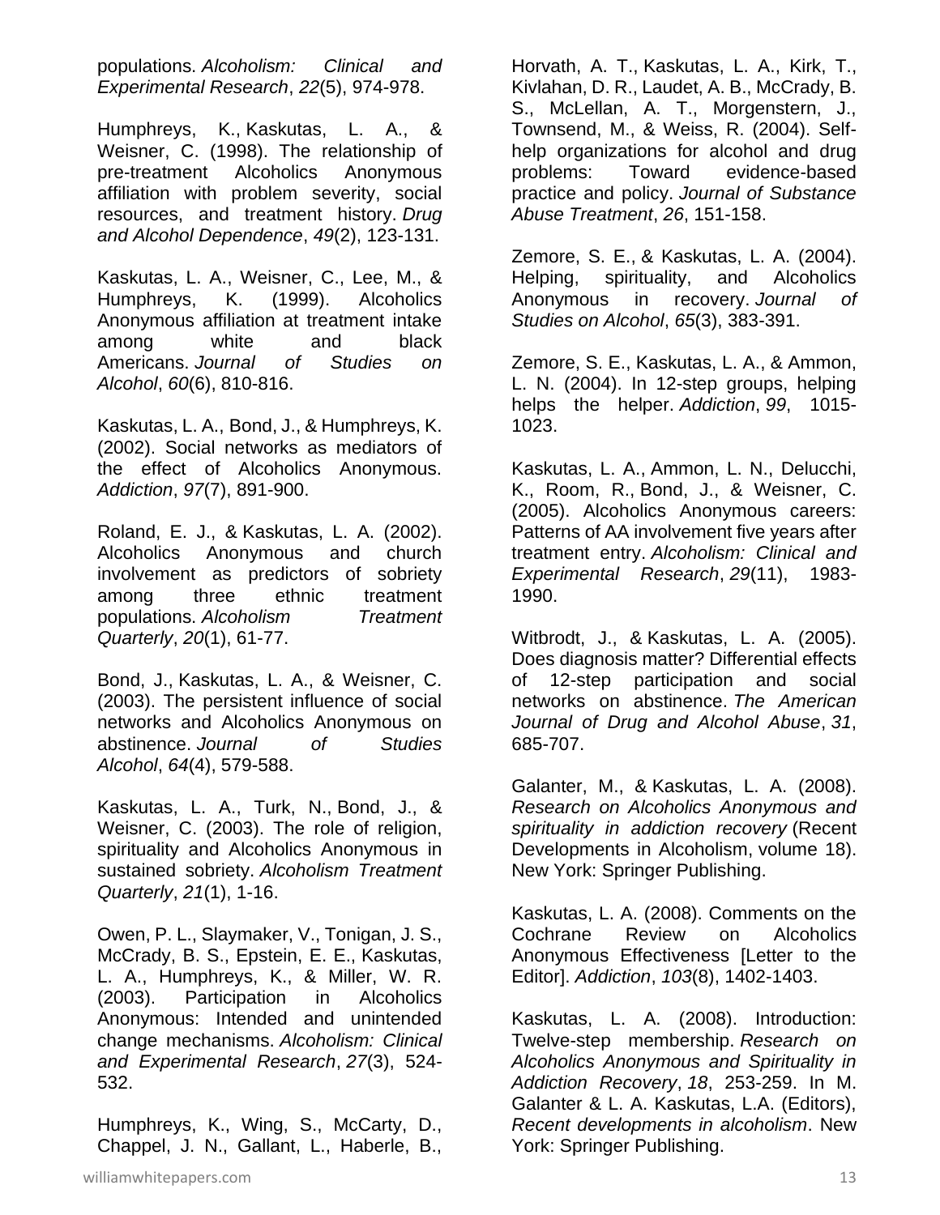populations. *Alcoholism: Clinical and Experimental Research*, *22*(5), 974-978.

Humphreys, K., Kaskutas, L. A., & Weisner, C. (1998). The relationship of pre-treatment Alcoholics Anonymous affiliation with problem severity, social resources, and treatment history. *Drug and Alcohol Dependence*, *49*(2), 123-131.

Kaskutas, L. A., Weisner, C., Lee, M., & Humphreys, K. (1999). Alcoholics Anonymous affiliation at treatment intake among white and black Americans. *Journal of Studies on Alcohol*, *60*(6), 810-816.

Kaskutas, L. A., Bond, J., & Humphreys, K. (2002). Social networks as mediators of the effect of Alcoholics Anonymous. *Addiction*, *97*(7), 891-900.

Roland, E. J., & Kaskutas, L. A. (2002). Alcoholics Anonymous and church involvement as predictors of sobriety among three ethnic treatment populations. *Alcoholism Treatment Quarterly*, *20*(1), 61-77.

Bond, J., Kaskutas, L. A., & Weisner, C. (2003). The persistent influence of social networks and Alcoholics Anonymous on abstinence. *Journal of Studies Alcohol*, *64*(4), 579-588.

Kaskutas, L. A., Turk, N., Bond, J., & Weisner, C. (2003). The role of religion, spirituality and Alcoholics Anonymous in sustained sobriety. *Alcoholism Treatment Quarterly*, *21*(1), 1-16.

Owen, P. L., Slaymaker, V., Tonigan, J. S., McCrady, B. S., Epstein, E. E., Kaskutas, L. A., Humphreys, K., & Miller, W. R. (2003). Participation in Alcoholics Anonymous: Intended and unintended change mechanisms. *Alcoholism: Clinical and Experimental Research*, *27*(3), 524-532.

Humphreys, K., Wing, S., McCarty, D., Chappel, J. N., Gallant, L., Haberle, B., Horvath, A. T., Kaskutas, L. A., Kirk, T., Kivlahan, D. R., Laudet, A. B., McCrady, B. S., McLellan, A. T., Morgenstern, J., Townsend, M., & Weiss, R. (2004). Self-help organizations for alcohol and drug problems: Toward evidence-based practice and policy. *Journal of Substance Abuse Treatment*, *26*, 151-158.

Zemore, S. E., & Kaskutas, L. A. (2004). Helping, spirituality, and Alcoholics Anonymous in recovery. *Journal of Studies on Alcohol*, *65*(3), 383-391.

Zemore, S. E., Kaskutas, L. A., & Ammon, L. N. (2004). In 12-step groups, helping helps the helper. *Addiction*, *99*, 1015-1023.

Kaskutas, L. A., Ammon, L. N., Delucchi, K., Room, R., Bond, J., & Weisner, C. (2005). Alcoholics Anonymous careers: Patterns of AA involvement five years after treatment entry. *Alcoholism: Clinical and Experimental Research*, *29*(11), 1983-1990.

Witbrodt, J., & Kaskutas, L. A. (2005). Does diagnosis matter? Differential effects of 12-step participation and social networks on abstinence. *The American Journal of Drug and Alcohol Abuse*, *31*, 685-707.

Galanter, M., & Kaskutas, L. A. (2008). *Research on Alcoholics Anonymous and spirituality in addiction recovery* (Recent Developments in Alcoholism, volume 18). New York: Springer Publishing.

Kaskutas, L. A. (2008). Comments on the Cochrane Review on Alcoholics Anonymous Effectiveness [Letter to the Editor]. *Addiction*, *103*(8), 1402-1403.

Kaskutas, L. A. (2008). Introduction: Twelve-step membership. *Research on Alcoholics Anonymous and Spirituality in Addiction Recovery*, *18*, 253-259. In M. Galanter & L. A. Kaskutas, L.A. (Editors), *Recent developments in alcoholism*. New York: Springer Publishing.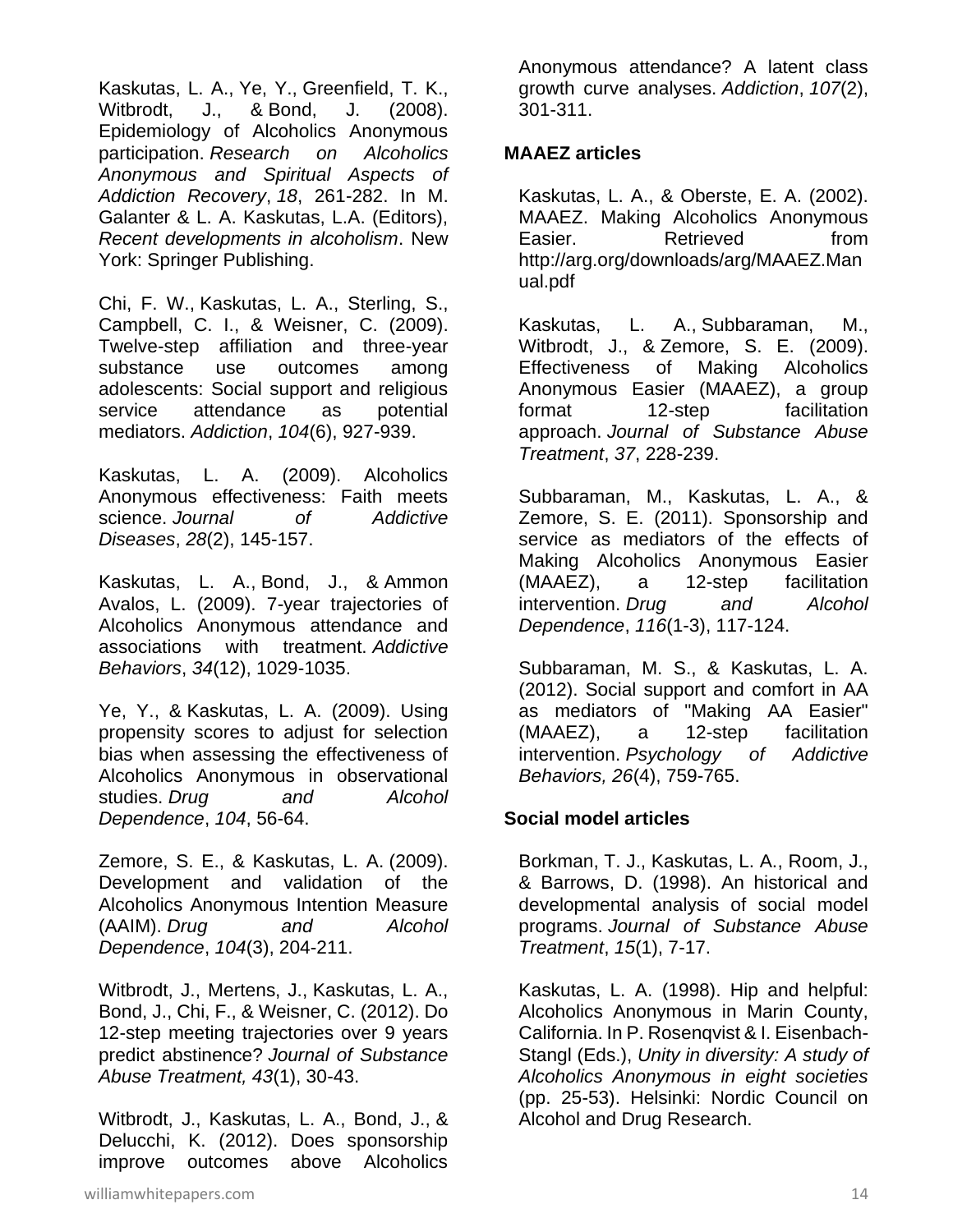Kaskutas, L. A., Ye, Y., Greenfield, T. K., Witbrodt, J., & Bond, J. (2008). Epidemiology of Alcoholics Anonymous participation. *Research on Alcoholics Anonymous and Spiritual Aspects of Addiction Recovery*, *18*, 261-282. In M. Galanter & L. A. Kaskutas, L.A. (Editors), *Recent developments in alcoholism*. New York: Springer Publishing.

Chi, F. W., Kaskutas, L. A., Sterling, S., Campbell, C. I., & Weisner, C. (2009). Twelve-step affiliation and three-year substance use outcomes among adolescents: Social support and religious service attendance as potential mediators. *Addiction*, *104*(6), 927-939.

Kaskutas, L. A. (2009). Alcoholics Anonymous effectiveness: Faith meets science. *Journal of Addictive Diseases*, *28*(2), 145-157.

Kaskutas, L. A., Bond, J., & Ammon Avalos, L. (2009). 7-year trajectories of Alcoholics Anonymous attendance and associations with treatment. *Addictive Behaviors*, *34*(12), 1029-1035.

Ye, Y., & Kaskutas, L. A. (2009). Using propensity scores to adjust for selection bias when assessing the effectiveness of Alcoholics Anonymous in observational studies. *Drug and Alcohol Dependence*, *104*, 56-64.

Zemore, S. E., & Kaskutas, L. A. (2009). Development and validation of the Alcoholics Anonymous Intention Measure (AAIM). *Drug and Alcohol Dependence*, *104*(3), 204-211.

Witbrodt, J., Mertens, J., Kaskutas, L. A., Bond, J., Chi, F., & Weisner, C. (2012). Do 12-step meeting trajectories over 9 years predict abstinence? *Journal of Substance Abuse Treatment, 43*(1), 30-43.

Witbrodt, J., Kaskutas, L. A., Bond, J., & Delucchi, K. (2012). Does sponsorship improve outcomes above Alcoholics Anonymous attendance? A latent class growth curve analyses. *Addiction*, *107*(2), 301-311.

**MAAEZ articles**

Kaskutas, L. A., & Oberste, E. A. (2002). MAAEZ. Making Alcoholics Anonymous Easier. Retrieved from http://arg.org/downloads/arg/MAAEZ.Manual.pdf

Kaskutas, L. A., Subbaraman, M., Witbrodt, J., & Zemore, S. E. (2009). Effectiveness of Making Alcoholics Anonymous Easier (MAAEZ), a group format 12-step facilitation approach. *Journal of Substance Abuse Treatment*, *37*, 228-239.

Subbaraman, M., Kaskutas, L. A., & Zemore, S. E. (2011). Sponsorship and service as mediators of the effects of Making Alcoholics Anonymous Easier (MAAEZ), a 12-step facilitation intervention. *Drug and Alcohol Dependence*, *116*(1-3), 117-124.

Subbaraman, M. S., & Kaskutas, L. A. (2012). Social support and comfort in AA as mediators of "Making AA Easier" (MAAEZ), a 12-step facilitation intervention. *Psychology of Addictive Behaviors, 26*(4), 759-765.

**Social model articles**

Borkman, T. J., Kaskutas, L. A., Room, J., & Barrows, D. (1998). An historical and developmental analysis of social model programs. *Journal of Substance Abuse Treatment*, *15*(1), 7-17.

Kaskutas, L. A. (1998). Hip and helpful: Alcoholics Anonymous in Marin County, California. In P. Rosenqvist & I. Eisenbach-Stangl (Eds.), *Unity in diversity: A study of Alcoholics Anonymous in eight societies* (pp. 25-53). Helsinki: Nordic Council on Alcohol and Drug Research.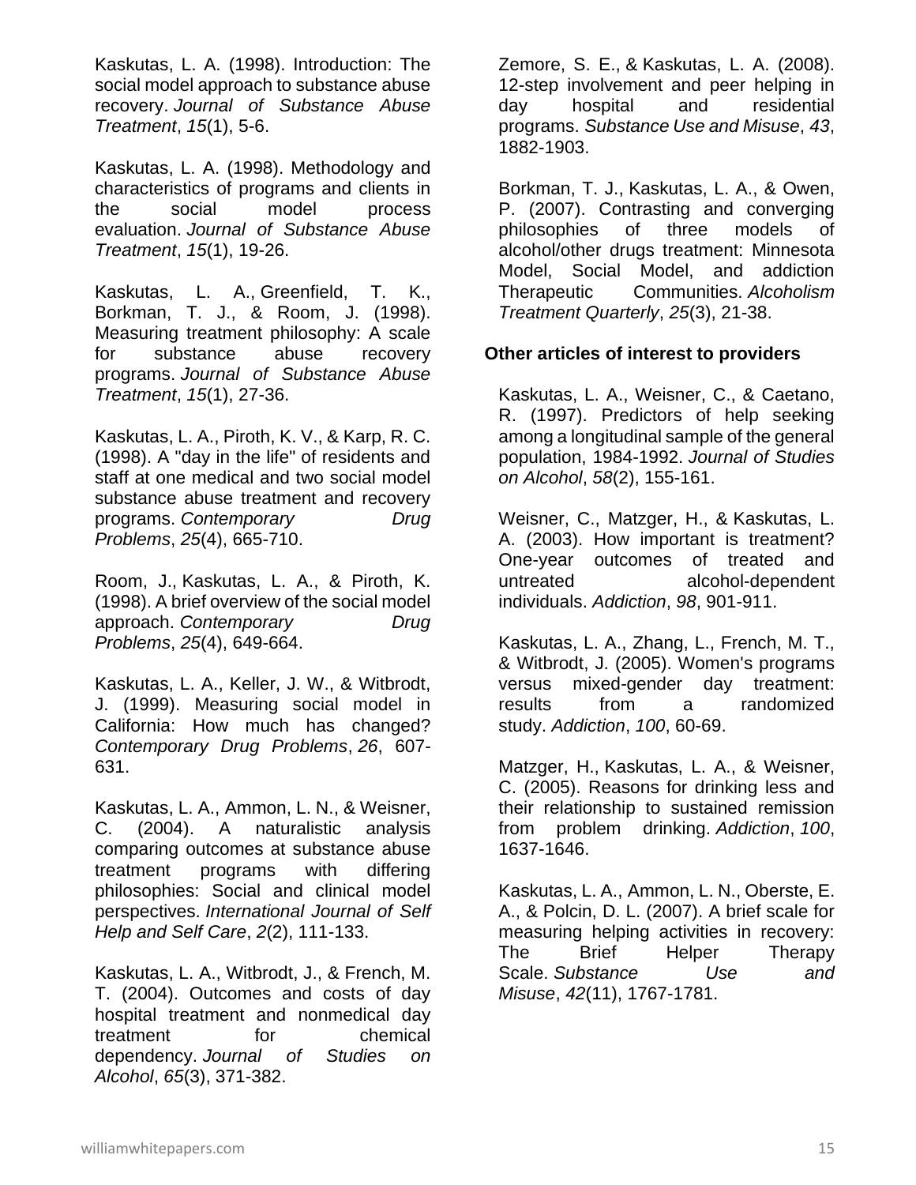Kaskutas, L. A. (1998). Introduction: The social model approach to substance abuse recovery. *Journal of Substance Abuse Treatment*, *15*(1), 5-6.

Kaskutas, L. A. (1998). Methodology and characteristics of programs and clients in the social model process evaluation. *Journal of Substance Abuse Treatment*, *15*(1), 19-26.

Kaskutas, L. A., Greenfield, T. K., Borkman, T. J., & Room, J. (1998). Measuring treatment philosophy: A scale for substance abuse recovery programs. *Journal of Substance Abuse Treatment*, *15*(1), 27-36.

Kaskutas, L. A., Piroth, K. V., & Karp, R. C. (1998). A "day in the life" of residents and staff at one medical and two social model substance abuse treatment and recovery programs. *Contemporary Drug Problems*, *25*(4), 665-710.

Room, J., Kaskutas, L. A., & Piroth, K. (1998). A brief overview of the social model approach. *Contemporary Drug Problems*, *25*(4), 649-664.

Kaskutas, L. A., Keller, J. W., & Witbrodt, J. (1999). Measuring social model in California: How much has changed? *Contemporary Drug Problems*, *26*, 607-631.

Kaskutas, L. A., Ammon, L. N., & Weisner, C. (2004). A naturalistic analysis comparing outcomes at substance abuse treatment programs with differing philosophies: Social and clinical model perspectives. *International Journal of Self Help and Self Care*, *2*(2), 111-133.

Kaskutas, L. A., Witbrodt, J., & French, M. T. (2004). Outcomes and costs of day hospital treatment and nonmedical day treatment for chemical dependency. *Journal of Studies on Alcohol*, *65*(3), 371-382.

Zemore, S. E., & Kaskutas, L. A. (2008). 12-step involvement and peer helping in day hospital and residential programs. *Substance Use and Misuse*, *43*, 1882-1903.

Borkman, T. J., Kaskutas, L. A., & Owen, P. (2007). Contrasting and converging philosophies of three models of alcohol/other drugs treatment: Minnesota Model, Social Model, and addiction Therapeutic Communities. *Alcoholism Treatment Quarterly*, *25*(3), 21-38.

**Other articles of interest to providers**

Kaskutas, L. A., Weisner, C., & Caetano, R. (1997). Predictors of help seeking among a longitudinal sample of the general population, 1984-1992. *Journal of Studies on Alcohol*, *58*(2), 155-161.

Weisner, C., Matzger, H., & Kaskutas, L. A. (2003). How important is treatment? One-year outcomes of treated and untreated alcohol-dependent individuals. *Addiction*, *98*, 901-911.

Kaskutas, L. A., Zhang, L., French, M. T., & Witbrodt, J. (2005). Women's programs versus mixed-gender day treatment: results from a randomized study. *Addiction*, *100*, 60-69.

Matzger, H., Kaskutas, L. A., & Weisner, C. (2005). Reasons for drinking less and their relationship to sustained remission from problem drinking. *Addiction*, *100*, 1637-1646.

Kaskutas, L. A., Ammon, L. N., Oberste, E. A., & Polcin, D. L. (2007). A brief scale for measuring helping activities in recovery: The Brief Helper Therapy Scale. *Substance Use and Misuse*, *42*(11), 1767-1781.